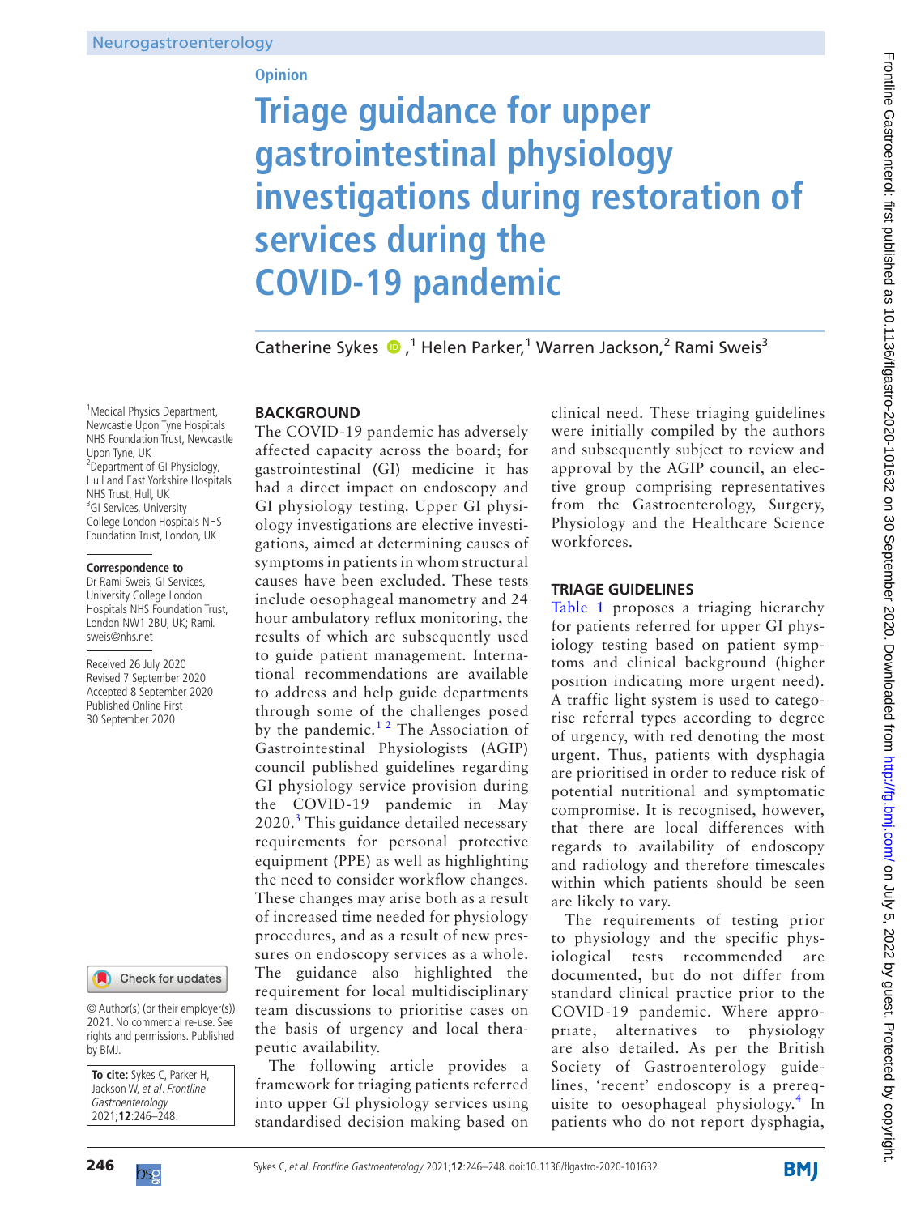Neurogastroenterology

Opinion

# Triage guidance for upper gastrointestinal physiology investigations during restoration of services during the COVID-19 pandemic

Catherine Sykes[1], Helen Parker[1], Warren Jackson[2], Rami Sweis[3]

[1]Medical Physics Department, Newcastle Upon Tyne Hospitals NHS Foundation Trust, Newcastle Upon Tyne, UK
[2]Department of GI Physiology, Hull and East Yorkshire Hospitals NHS Trust, Hull, UK
[3]GI Services, University College London Hospitals NHS Foundation Trust, London, UK

**Correspondence to**
Dr Rami Sweis, GI Services, University College London Hospitals NHS Foundation Trust, London NW1 2BU, UK; Rami.sweis@nhs.net

Received 26 July 2020
Revised 7 September 2020
Accepted 8 September 2020
Published Online First 30 September 2020

© Author(s) (or their employer(s)) 2021. No commercial re-use. See rights and permissions. Published by BMJ.

**To cite:** Sykes C, Parker H, Jackson W, *et al*. *Frontline Gastroenterology* 2021;**12**:246–248.

## BACKGROUND

The COVID-19 pandemic has adversely affected capacity across the board; for gastrointestinal (GI) medicine it has had a direct impact on endoscopy and GI physiology testing. Upper GI physiology investigations are elective investigations, aimed at determining causes of symptoms in patients in whom structural causes have been excluded. These tests include oesophageal manometry and 24 hour ambulatory reflux monitoring, the results of which are subsequently used to guide patient management. International recommendations are available to address and help guide departments through some of the challenges posed by the pandemic.[1,2] The Association of Gastrointestinal Physiologists (AGIP) council published guidelines regarding GI physiology service provision during the COVID-19 pandemic in May 2020.[3] This guidance detailed necessary requirements for personal protective equipment (PPE) as well as highlighting the need to consider workflow changes. These changes may arise both as a result of increased time needed for physiology procedures, and as a result of new pressures on endoscopy services as a whole. The guidance also highlighted the requirement for local multidisciplinary team discussions to prioritise cases on the basis of urgency and local therapeutic availability.

The following article provides a framework for triaging patients referred into upper GI physiology services using standardised decision making based on clinical need. These triaging guidelines were initially compiled by the authors and subsequently subject to review and approval by the AGIP council, an elective group comprising representatives from the Gastroenterology, Surgery, Physiology and the Healthcare Science workforces.

## TRIAGE GUIDELINES

Table 1 proposes a triaging hierarchy for patients referred for upper GI physiology testing based on patient symptoms and clinical background (higher position indicating more urgent need). A traffic light system is used to categorise referral types according to degree of urgency, with red denoting the most urgent. Thus, patients with dysphagia are prioritised in order to reduce risk of potential nutritional and symptomatic compromise. It is recognised, however, that there are local differences with regards to availability of endoscopy and radiology and therefore timescales within which patients should be seen are likely to vary.

The requirements of testing prior to physiology and the specific physiological tests recommended are documented, but do not differ from standard clinical practice prior to the COVID-19 pandemic. Where appropriate, alternatives to physiology are also detailed. As per the British Society of Gastroenterology guidelines, 'recent' endoscopy is a prerequisite to oesophageal physiology.[4] In patients who do not report dysphagia,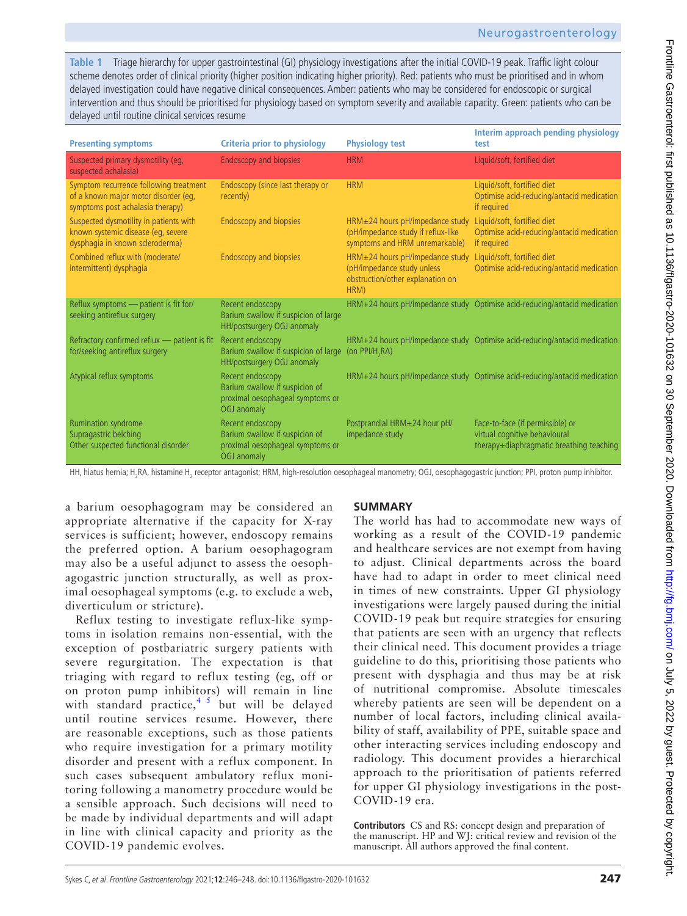**Table 1** Triage hierarchy for upper gastrointestinal (GI) physiology investigations after the initial COVID-19 peak. Traffic light colour scheme denotes order of clinical priority (higher position indicating higher priority). Red: patients who must be prioritised and in whom delayed investigation could have negative clinical consequences. Amber: patients who may be considered for endoscopic or surgical intervention and thus should be prioritised for physiology based on symptom severity and available capacity. Green: patients who can be delayed until routine clinical services resume

| Presenting symptoms | Criteria prior to physiology | Physiology test | Interim approach pending physiology test |
|---|---|---|---|
| Suspected primary dysmotility (eg, suspected achalasia) | Endoscopy and biopsies | HRM | Liquid/soft, fortified diet |
| Symptom recurrence following treatment of a known major motor disorder (eg, symptoms post achalasia therapy) | Endoscopy (since last therapy or recently) | HRM | Liquid/soft, fortified diet<br>Optimise acid-reducing/antacid medication if required |
| Suspected dysmotility in patients with known systemic disease (eg, severe dysphagia in known scleroderma) | Endoscopy and biopsies | HRM±24 hours pH/impedance study (pH/impedance study if reflux-like symptoms and HRM unremarkable) | Liquid/soft, fortified diet<br>Optimise acid-reducing/antacid medication if required |
| Combined reflux with (moderate/intermittent) dysphagia | Endoscopy and biopsies | HRM±24 hours pH/impedance study (pH/impedance study unless obstruction/other explanation on HRM) | Liquid/soft, fortified diet<br>Optimise acid-reducing/antacid medication |
| Reflux symptoms — patient is fit for/seeking antireflux surgery | Recent endoscopy<br>Barium swallow if suspicion of large HH/postsurgery OGJ anomaly | HRM+24 hours pH/impedance study | Optimise acid-reducing/antacid medication |
| Refractory confirmed reflux — patient is fit for/seeking antireflux surgery | Recent endoscopy<br>Barium swallow if suspicion of large HH/postsurgery OGJ anomaly | HRM+24 hours pH/impedance study (on PPI/$H_2$RA) | Optimise acid-reducing/antacid medication |
| Atypical reflux symptoms | Recent endoscopy<br>Barium swallow if suspicion of proximal oesophageal symptoms or OGJ anomaly | HRM+24 hours pH/impedance study | Optimise acid-reducing/antacid medication |
| Rumination syndrome<br>Supragastric belching<br>Other suspected functional disorder | Recent endoscopy<br>Barium swallow if suspicion of proximal oesophageal symptoms or OGJ anomaly | Postprandial HRM±24 hour pH/impedance study | Face-to-face (if permissible) or virtual cognitive behavioural therapy±diaphragmatic breathing teaching |

HH, hiatus hernia; $H_2$RA, histamine $H_2$ receptor antagonist; HRM, high-resolution oesophageal manometry; OGJ, oesophagogastric junction; PPI, proton pump inhibitor.

a barium oesophagogram may be considered an appropriate alternative if the capacity for X-ray services is sufficient; however, endoscopy remains the preferred option. A barium oesophagogram may also be a useful adjunct to assess the oesophagogastric junction structurally, as well as proximal oesophageal symptoms (e.g. to exclude a web, diverticulum or stricture).

Reflux testing to investigate reflux-like symptoms in isolation remains non-essential, with the exception of postbariatric surgery patients with severe regurgitation. The expectation is that triaging with regard to reflux testing (eg, off or on proton pump inhibitors) will remain in line with standard practice,[4 5] but will be delayed until routine services resume. However, there are reasonable exceptions, such as those patients who require investigation for a primary motility disorder and present with a reflux component. In such cases subsequent ambulatory reflux monitoring following a manometry procedure would be a sensible approach. Such decisions will need to be made by individual departments and will adapt in line with clinical capacity and priority as the COVID-19 pandemic evolves.

## SUMMARY

The world has had to accommodate new ways of working as a result of the COVID-19 pandemic and healthcare services are not exempt from having to adjust. Clinical departments across the board have had to adapt in order to meet clinical need in times of new constraints. Upper GI physiology investigations were largely paused during the initial COVID-19 peak but require strategies for ensuring that patients are seen with an urgency that reflects their clinical need. This document provides a triage guideline to do this, prioritising those patients who present with dysphagia and thus may be at risk of nutritional compromise. Absolute timescales whereby patients are seen will be dependent on a number of local factors, including clinical availability of staff, availability of PPE, suitable space and other interacting services including endoscopy and radiology. This document provides a hierarchical approach to the prioritisation of patients referred for upper GI physiology investigations in the post-COVID-19 era.

**Contributors** CS and RS: concept design and preparation of the manuscript. HP and WJ: critical review and revision of the manuscript. All authors approved the final content.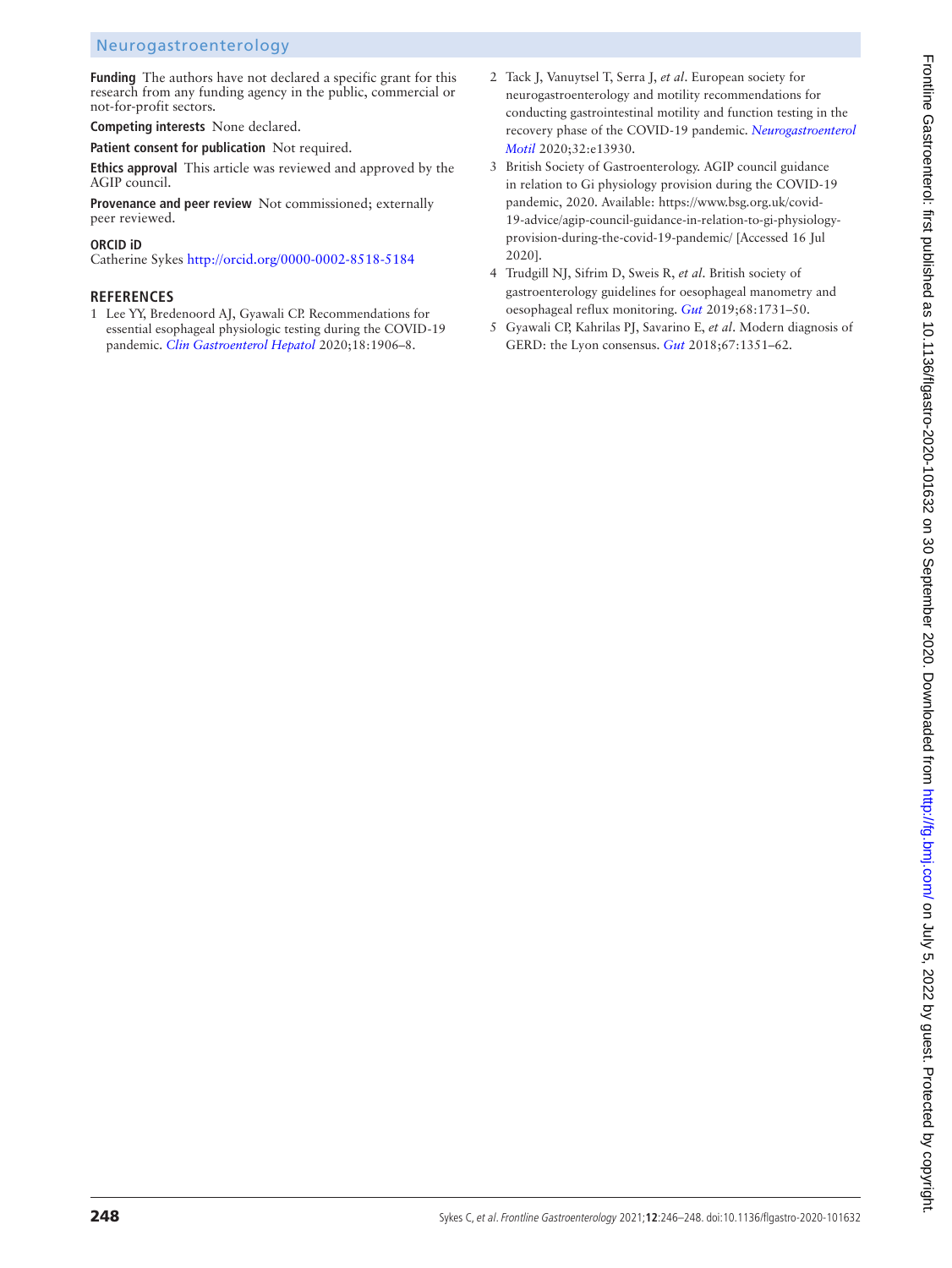**Funding** The authors have not declared a specific grant for this research from any funding agency in the public, commercial or not-for-profit sectors.

**Competing interests** None declared.

**Patient consent for publication** Not required.

**Ethics approval** This article was reviewed and approved by the AGIP council.

**Provenance and peer review** Not commissioned; externally peer reviewed.

**ORCID iD**

Catherine Sykes http://orcid.org/0000-0002-8518-5184

## REFERENCES

1. Lee YY, Bredenoord AJ, Gyawali CP. Recommendations for essential esophageal physiologic testing during the COVID-19 pandemic. *Clin Gastroenterol Hepatol* 2020;18:1906–8.
2. Tack J, Vanuytsel T, Serra J, *et al*. European society for neurogastroenterology and motility recommendations for conducting gastrointestinal motility and function testing in the recovery phase of the COVID-19 pandemic. *Neurogastroenterol Motil* 2020;32:e13930.
3. British Society of Gastroenterology. AGIP council guidance in relation to Gi physiology provision during the COVID-19 pandemic, 2020. Available: https://www.bsg.org.uk/covid-19-advice/agip-council-guidance-in-relation-to-gi-physiology-provision-during-the-covid-19-pandemic/ [Accessed 16 Jul 2020].
4. Trudgill NJ, Sifrim D, Sweis R, *et al*. British society of gastroenterology guidelines for oesophageal manometry and oesophageal reflux monitoring. *Gut* 2019;68:1731–50.
5. Gyawali CP, Kahrilas PJ, Savarino E, *et al*. Modern diagnosis of GERD: the Lyon consensus. *Gut* 2018;67:1351–62.